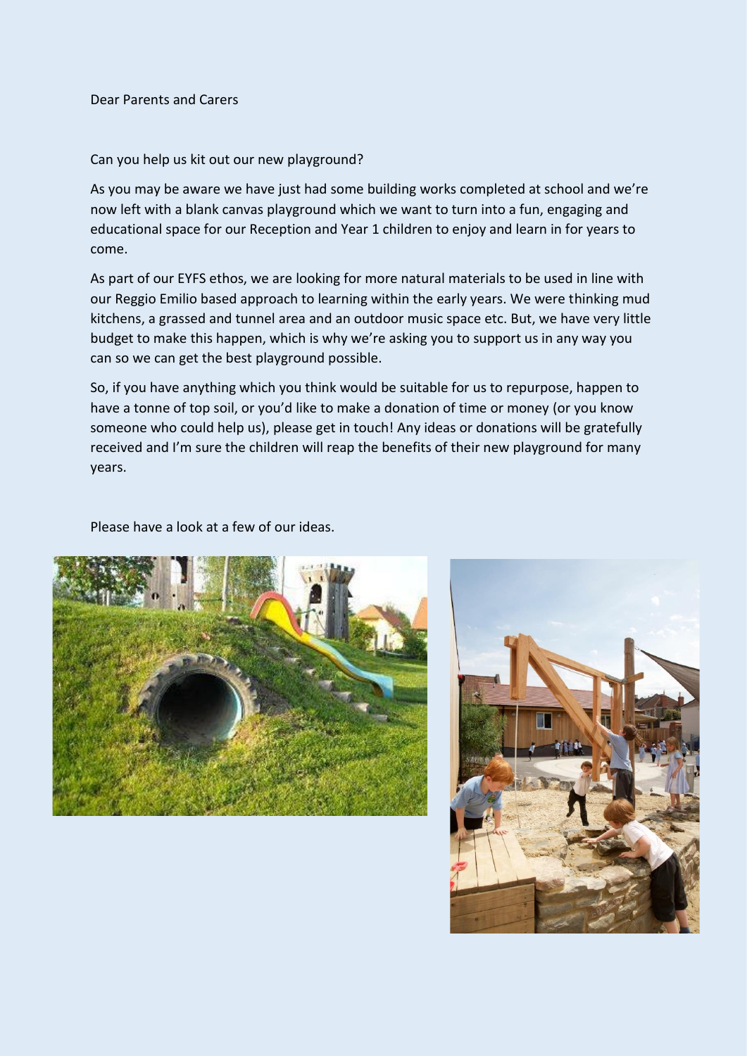Dear Parents and Carers

Can you help us kit out our new playground?

As you may be aware we have just had some building works completed at school and we're now left with a blank canvas playground which we want to turn into a fun, engaging and educational space for our Reception and Year 1 children to enjoy and learn in for years to come.

As part of our EYFS ethos, we are looking for more natural materials to be used in line with our Reggio Emilio based approach to learning within the early years. We were thinking mud kitchens, a grassed and tunnel area and an outdoor music space etc. But, we have very little budget to make this happen, which is why we're asking you to support us in any way you can so we can get the best playground possible.

So, if you have anything which you think would be suitable for us to repurpose, happen to have a tonne of top soil, or you'd like to make a donation of time or money (or you know someone who could help us), please get in touch! Any ideas or donations will be gratefully received and I'm sure the children will reap the benefits of their new playground for many years.

Please have a look at a few of our ideas.